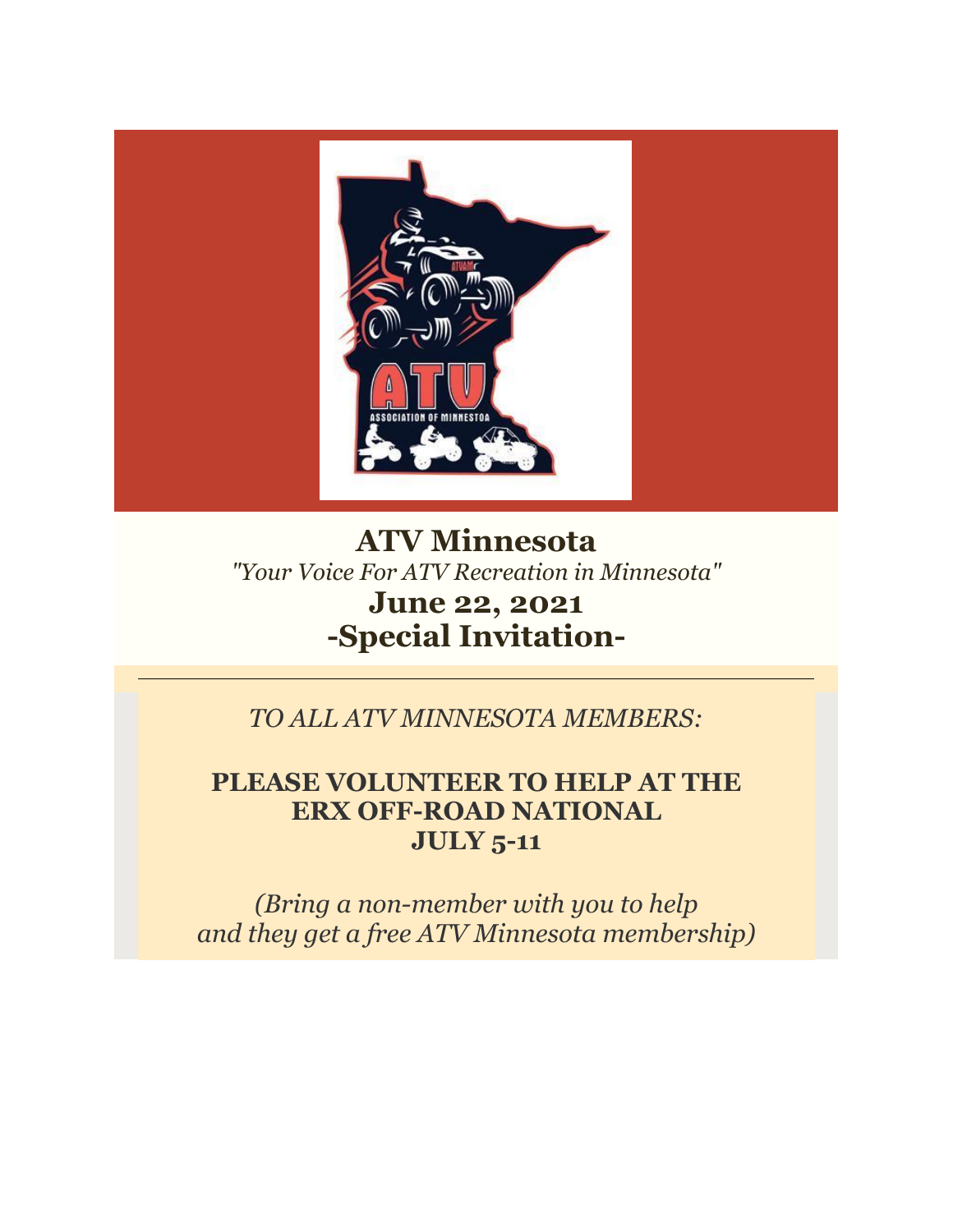# ATV Minnesota

*"Your Voice For ATV Recreation in Minnesota"*

## June 22, 2021

## -Special Invitation-

---

*TO ALL ATV MINNESOTA MEMBERS:*

**PLEASE VOLUNTEER TO HELP AT THE ERX OFF-ROAD NATIONAL JULY 5-11**

*(Bring a non-member with you to help and they get a free ATV Minnesota membership)*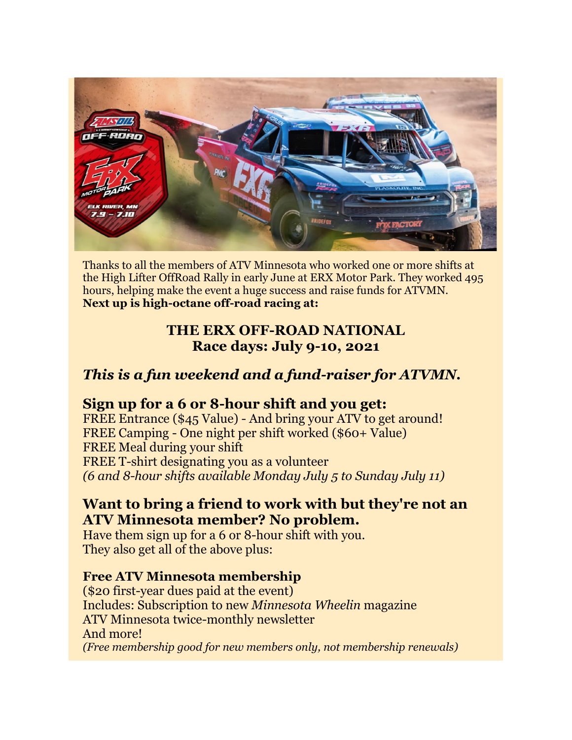Thanks to all the members of ATV Minnesota who worked one or more shifts at the High Lifter OffRoad Rally in early June at ERX Motor Park. They worked 495 hours, helping make the event a huge success and raise funds for ATVMN.

**Next up is high-octane off-road racing at:**

## THE ERX OFF-ROAD NATIONAL
## Race days: July 9-10, 2021

### *This is a fun weekend and a fund-raiser for ATVMN.*

### Sign up for a 6 or 8-hour shift and you get:

FREE Entrance ($45 Value) - And bring your ATV to get around!
FREE Camping - One night per shift worked ($60+ Value)
FREE Meal during your shift
FREE T-shirt designating you as a volunteer
*(6 and 8-hour shifts available Monday July 5 to Sunday July 11)*

### Want to bring a friend to work with but they're not an ATV Minnesota member? No problem.

Have them sign up for a 6 or 8-hour shift with you.
They also get all of the above plus:

**Free ATV Minnesota membership**
($20 first-year dues paid at the event)
Includes: Subscription to new *Minnesota Wheelin* magazine
ATV Minnesota twice-monthly newsletter
And more!
*(Free membership good for new members only, not membership renewals)*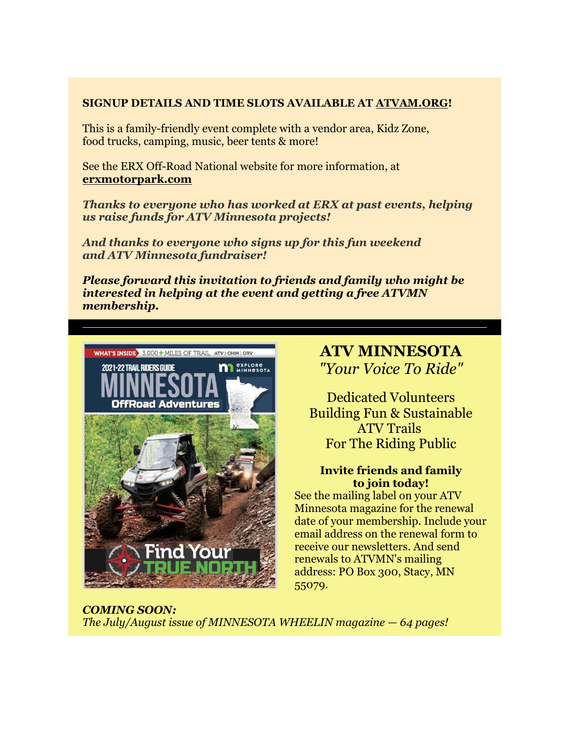**SIGNUP DETAILS AND TIME SLOTS AVAILABLE AT ATVAM.ORG!**

This is a family-friendly event complete with a vendor area, Kidz Zone, food trucks, camping, music, beer tents & more!

See the ERX Off-Road National website for more information, at **erxmotorpark.com**

***Thanks to everyone who has worked at ERX at past events, helping us raise funds for ATV Minnesota projects!***

***And thanks to everyone who signs up for this fun weekend and ATV Minnesota fundraiser!***

***Please forward this invitation to friends and family who might be interested in helping at the event and getting a free ATVMN membership.***

---

## ATV MINNESOTA

*"Your Voice To Ride"*

Dedicated Volunteers
Building Fun & Sustainable ATV Trails
For The Riding Public

**Invite friends and family to join today!**

See the mailing label on your ATV Minnesota magazine for the renewal date of your membership. Include your email address on the renewal form to receive our newsletters. And send renewals to ATVMN's mailing address: PO Box 300, Stacy, MN 55079.

***COMING SOON:***
*The July/August issue of MINNESOTA WHEELIN magazine — 64 pages!*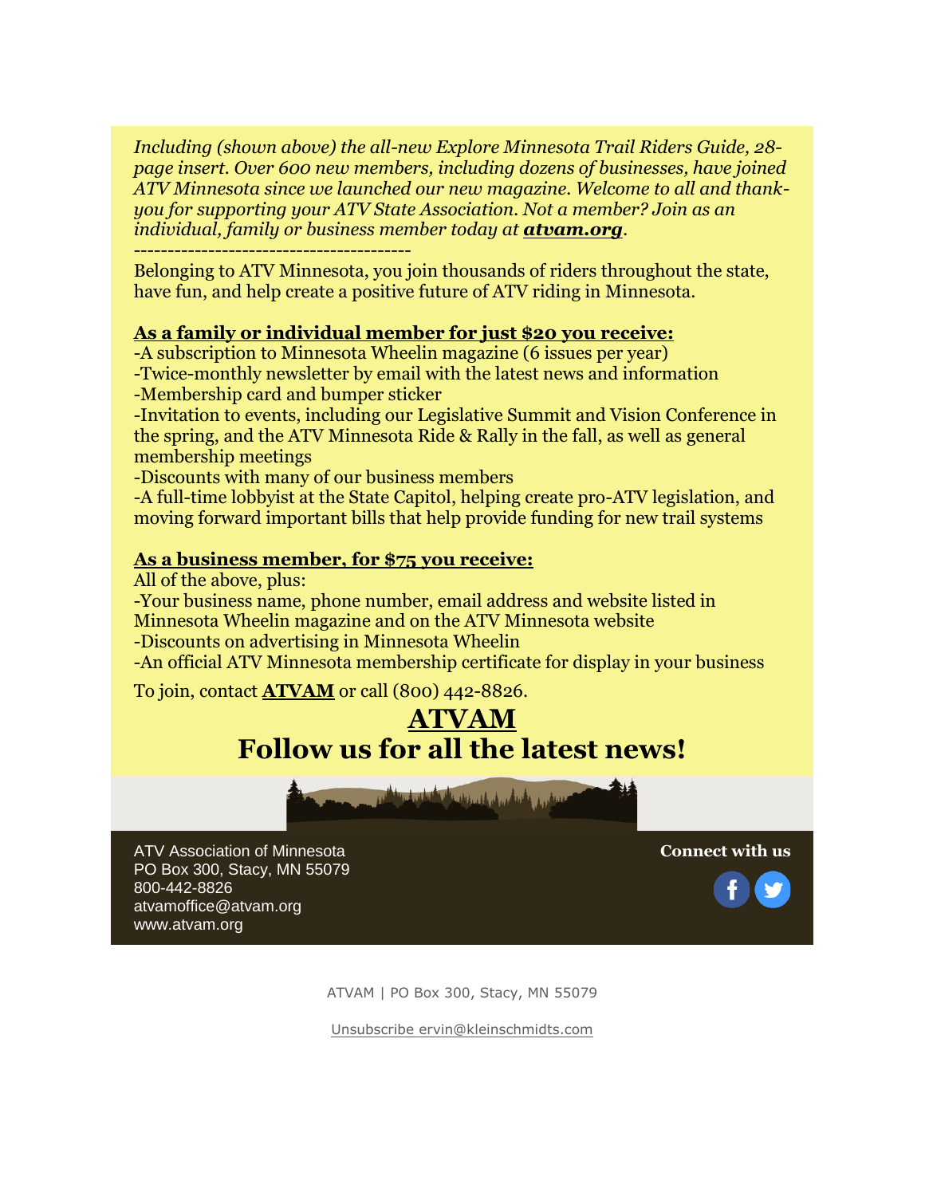*Including (shown above) the all-new Explore Minnesota Trail Riders Guide, 28-page insert. Over 600 new members, including dozens of businesses, have joined ATV Minnesota since we launched our new magazine. Welcome to all and thank-you for supporting your ATV State Association. Not a member? Join as an individual, family or business member today at* ***atvam.org****.*

-----------------------------------------

Belonging to ATV Minnesota, you join thousands of riders throughout the state, have fun, and help create a positive future of ATV riding in Minnesota.

**As a family or individual member for just $20 you receive:**

-A subscription to Minnesota Wheelin magazine (6 issues per year)
-Twice-monthly newsletter by email with the latest news and information
-Membership card and bumper sticker
-Invitation to events, including our Legislative Summit and Vision Conference in the spring, and the ATV Minnesota Ride & Rally in the fall, as well as general membership meetings
-Discounts with many of our business members
-A full-time lobbyist at the State Capitol, helping create pro-ATV legislation, and moving forward important bills that help provide funding for new trail systems

**As a business member, for $75 you receive:**

All of the above, plus:
-Your business name, phone number, email address and website listed in Minnesota Wheelin magazine and on the ATV Minnesota website
-Discounts on advertising in Minnesota Wheelin
-An official ATV Minnesota membership certificate for display in your business

To join, contact **ATVAM** or call (800) 442-8826.

## ATVAM

## Follow us for all the latest news!

ATV Association of Minnesota
PO Box 300, Stacy, MN 55079
800-442-8826
atvamoffice@atvam.org
www.atvam.org

**Connect with us**

ATVAM | PO Box 300, Stacy, MN 55079

Unsubscribe ervin@kleinschmidts.com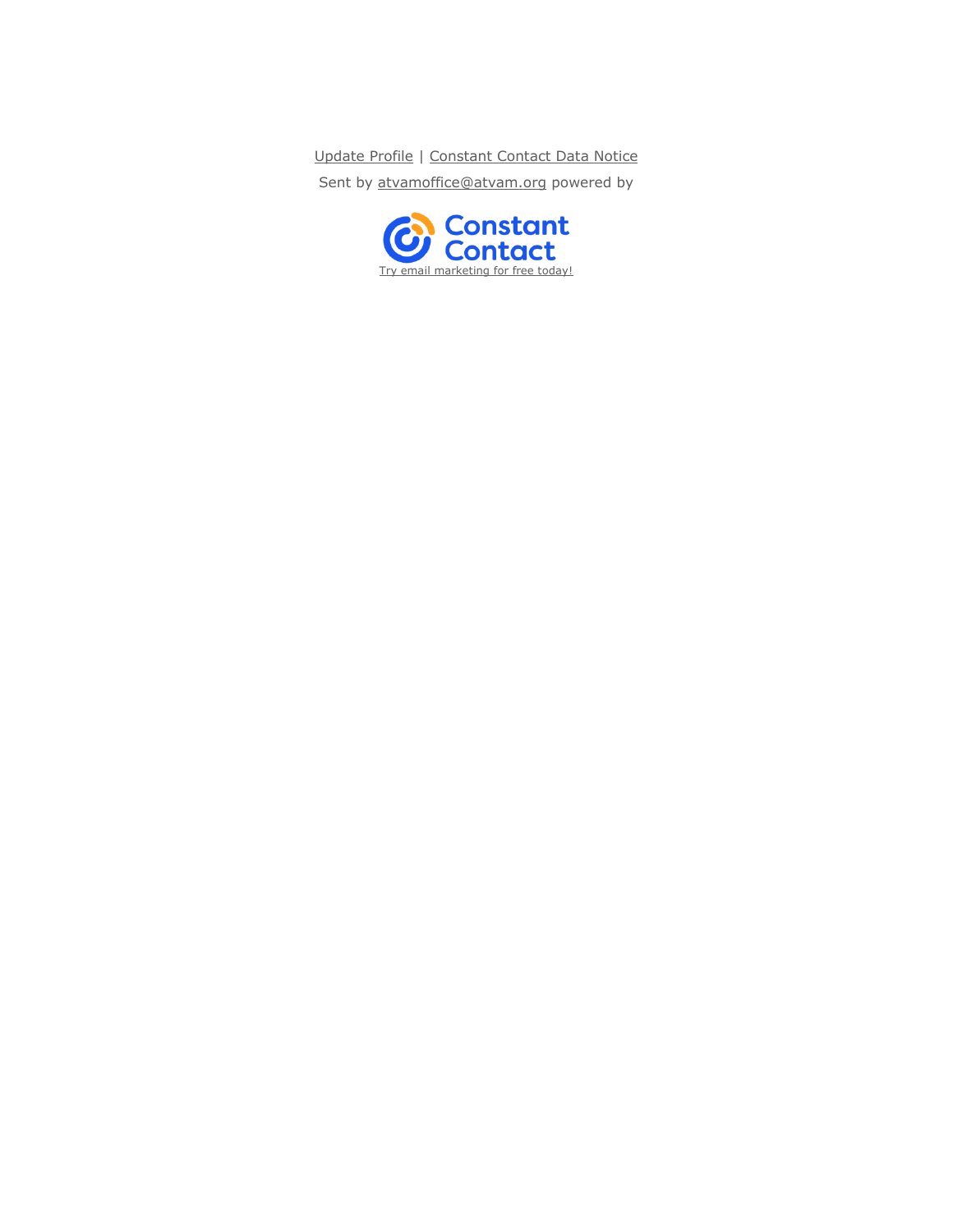Update Profile | Constant Contact Data Notice

Sent by atvamoffice@atvam.org powered by

Constant Contact

Try email marketing for free today!